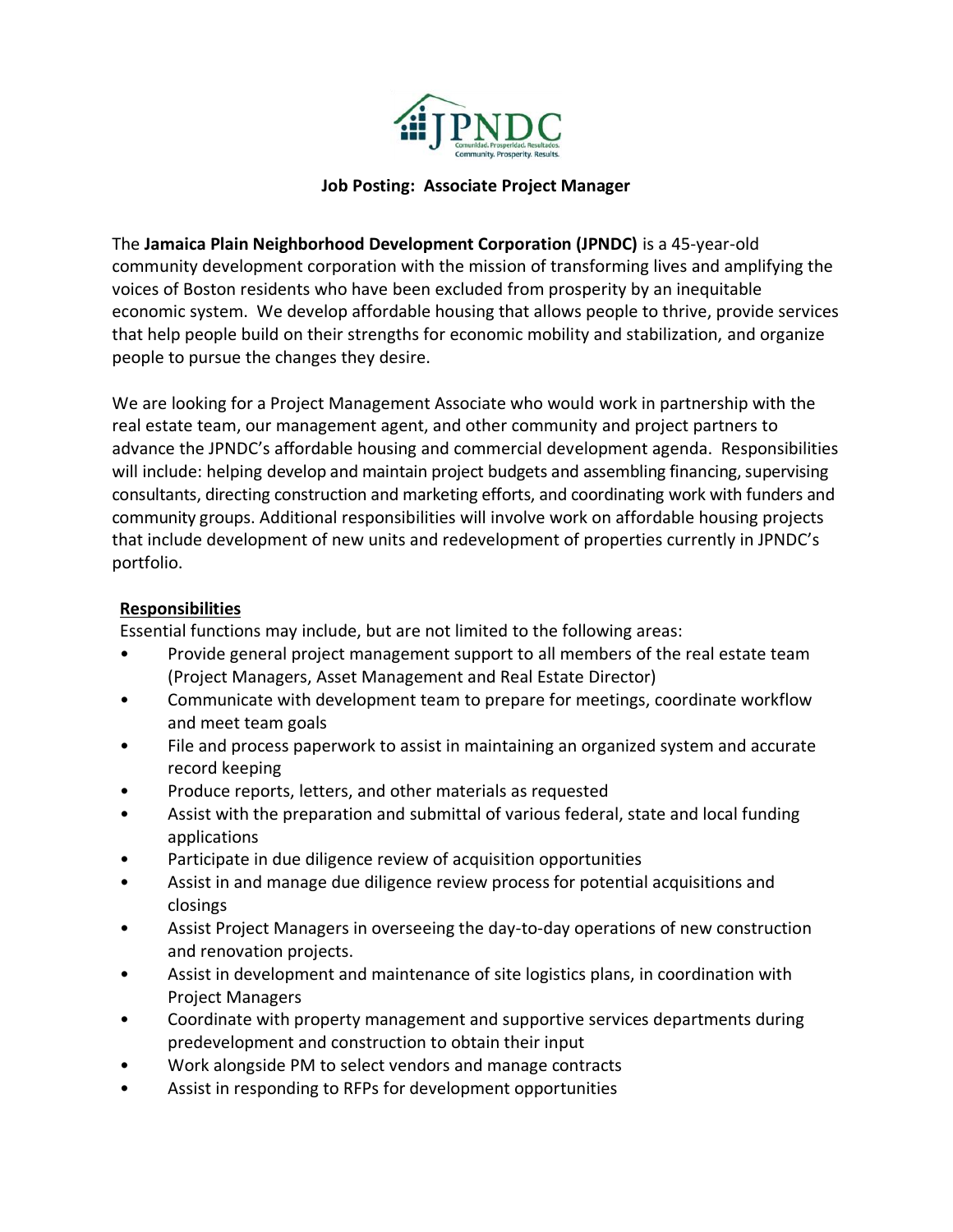**Job Posting: Associate Project Manager**

The **Jamaica Plain Neighborhood Development Corporation (JPNDC)** is a 45-year-old community development corporation with the mission of transforming lives and amplifying the voices of Boston residents who have been excluded from prosperity by an inequitable economic system. We develop affordable housing that allows people to thrive, provide services that help people build on their strengths for economic mobility and stabilization, and organize people to pursue the changes they desire.

We are looking for a Project Management Associate who would work in partnership with the real estate team, our management agent, and other community and project partners to advance the JPNDC's affordable housing and commercial development agenda. Responsibilities will include: helping develop and maintain project budgets and assembling financing, supervising consultants, directing construction and marketing efforts, and coordinating work with funders and community groups. Additional responsibilities will involve work on affordable housing projects that include development of new units and redevelopment of properties currently in JPNDC's portfolio.

**Responsibilities**

Essential functions may include, but are not limited to the following areas:

- Provide general project management support to all members of the real estate team (Project Managers, Asset Management and Real Estate Director)
- Communicate with development team to prepare for meetings, coordinate workflow and meet team goals
- File and process paperwork to assist in maintaining an organized system and accurate record keeping
- Produce reports, letters, and other materials as requested
- Assist with the preparation and submittal of various federal, state and local funding applications
- Participate in due diligence review of acquisition opportunities
- Assist in and manage due diligence review process for potential acquisitions and closings
- Assist Project Managers in overseeing the day-to-day operations of new construction and renovation projects.
- Assist in development and maintenance of site logistics plans, in coordination with Project Managers
- Coordinate with property management and supportive services departments during predevelopment and construction to obtain their input
- Work alongside PM to select vendors and manage contracts
- Assist in responding to RFPs for development opportunities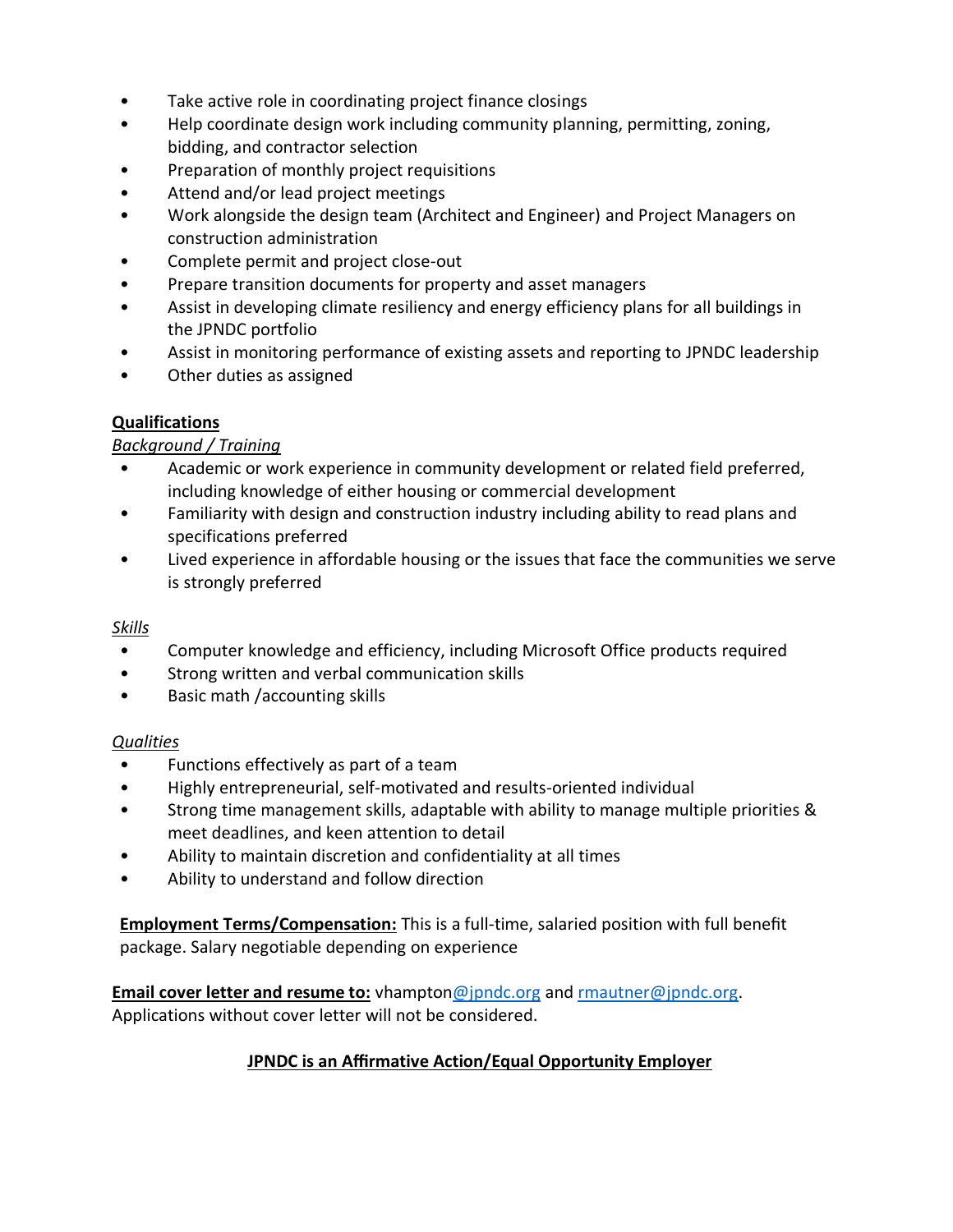- Take active role in coordinating project finance closings
- Help coordinate design work including community planning, permitting, zoning, bidding, and contractor selection
- Preparation of monthly project requisitions
- Attend and/or lead project meetings
- Work alongside the design team (Architect and Engineer) and Project Managers on construction administration
- Complete permit and project close-out
- Prepare transition documents for property and asset managers
- Assist in developing climate resiliency and energy efficiency plans for all buildings in the JPNDC portfolio
- Assist in monitoring performance of existing assets and reporting to JPNDC leadership
- Other duties as assigned

**Qualifications**

*Background / Training*

- Academic or work experience in community development or related field preferred, including knowledge of either housing or commercial development
- Familiarity with design and construction industry including ability to read plans and specifications preferred
- Lived experience in affordable housing or the issues that face the communities we serve is strongly preferred

*Skills*

- Computer knowledge and efficiency, including Microsoft Office products required
- Strong written and verbal communication skills
- Basic math /accounting skills

*Qualities*

- Functions effectively as part of a team
- Highly entrepreneurial, self-motivated and results-oriented individual
- Strong time management skills, adaptable with ability to manage multiple priorities & meet deadlines, and keen attention to detail
- Ability to maintain discretion and confidentiality at all times
- Ability to understand and follow direction

**Employment Terms/Compensation:** This is a full-time, salaried position with full benefit package. Salary negotiable depending on experience

**Email cover letter and resume to:** vhampton@jpndc.org and rmautner@jpndc.org. Applications without cover letter will not be considered.

**JPNDC is an Affirmative Action/Equal Opportunity Employer**